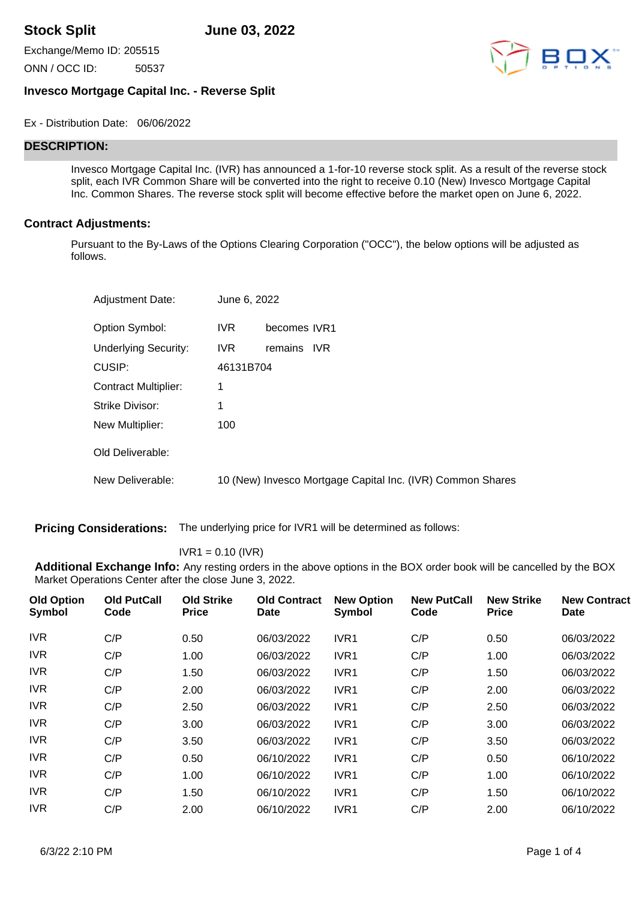# Stock Split June 03, 2022

Exchange/Memo ID: 205515

ONN / OCC ID: 50537

### Invesco Mortgage Capital Inc. - Reverse Split

Ex - Distribution Date: 06/06/2022

## DESCRIPTION:

Invesco Mortgage Capital Inc. (IVR) has announced a 1-for-10 reverse stock split. As a result of the reverse stock split, each IVR Common Share will be converted into the right to receive 0.10 (New) Invesco Mortgage Capital Inc. Common Shares. The reverse stock split will become effective before the market open on June 6, 2022.

### Contract Adjustments:

Pursuant to the By-Laws of the Options Clearing Corporation ("OCC"), the below options will be adjusted as follows.

| | |
|---|---|
| Adjustment Date: | June 6, 2022 |
| Option Symbol: | IVR becomes IVR1 |
| Underlying Security: | IVR remains IVR |
| CUSIP: | 46131B704 |
| Contract Multiplier: | 1 |
| Strike Divisor: | 1 |
| New Multiplier: | 100 |
| Old Deliverable: | |
| New Deliverable: | 10 (New) Invesco Mortgage Capital Inc. (IVR) Common Shares |

**Pricing Considerations:** The underlying price for IVR1 will be determined as follows:

IVR1 = 0.10 (IVR)

**Additional Exchange Info:** Any resting orders in the above options in the BOX order book will be cancelled by the BOX Market Operations Center after the close June 3, 2022.

| Old Option Symbol | Old PutCall Code | Old Strike Price | Old Contract Date | New Option Symbol | New PutCall Code | New Strike Price | New Contract Date |
|---|---|---|---|---|---|---|---|
| IVR | C/P | 0.50 | 06/03/2022 | IVR1 | C/P | 0.50 | 06/03/2022 |
| IVR | C/P | 1.00 | 06/03/2022 | IVR1 | C/P | 1.00 | 06/03/2022 |
| IVR | C/P | 1.50 | 06/03/2022 | IVR1 | C/P | 1.50 | 06/03/2022 |
| IVR | C/P | 2.00 | 06/03/2022 | IVR1 | C/P | 2.00 | 06/03/2022 |
| IVR | C/P | 2.50 | 06/03/2022 | IVR1 | C/P | 2.50 | 06/03/2022 |
| IVR | C/P | 3.00 | 06/03/2022 | IVR1 | C/P | 3.00 | 06/03/2022 |
| IVR | C/P | 3.50 | 06/03/2022 | IVR1 | C/P | 3.50 | 06/03/2022 |
| IVR | C/P | 0.50 | 06/10/2022 | IVR1 | C/P | 0.50 | 06/10/2022 |
| IVR | C/P | 1.00 | 06/10/2022 | IVR1 | C/P | 1.00 | 06/10/2022 |
| IVR | C/P | 1.50 | 06/10/2022 | IVR1 | C/P | 1.50 | 06/10/2022 |
| IVR | C/P | 2.00 | 06/10/2022 | IVR1 | C/P | 2.00 | 06/10/2022 |

6/3/22 2:10 PM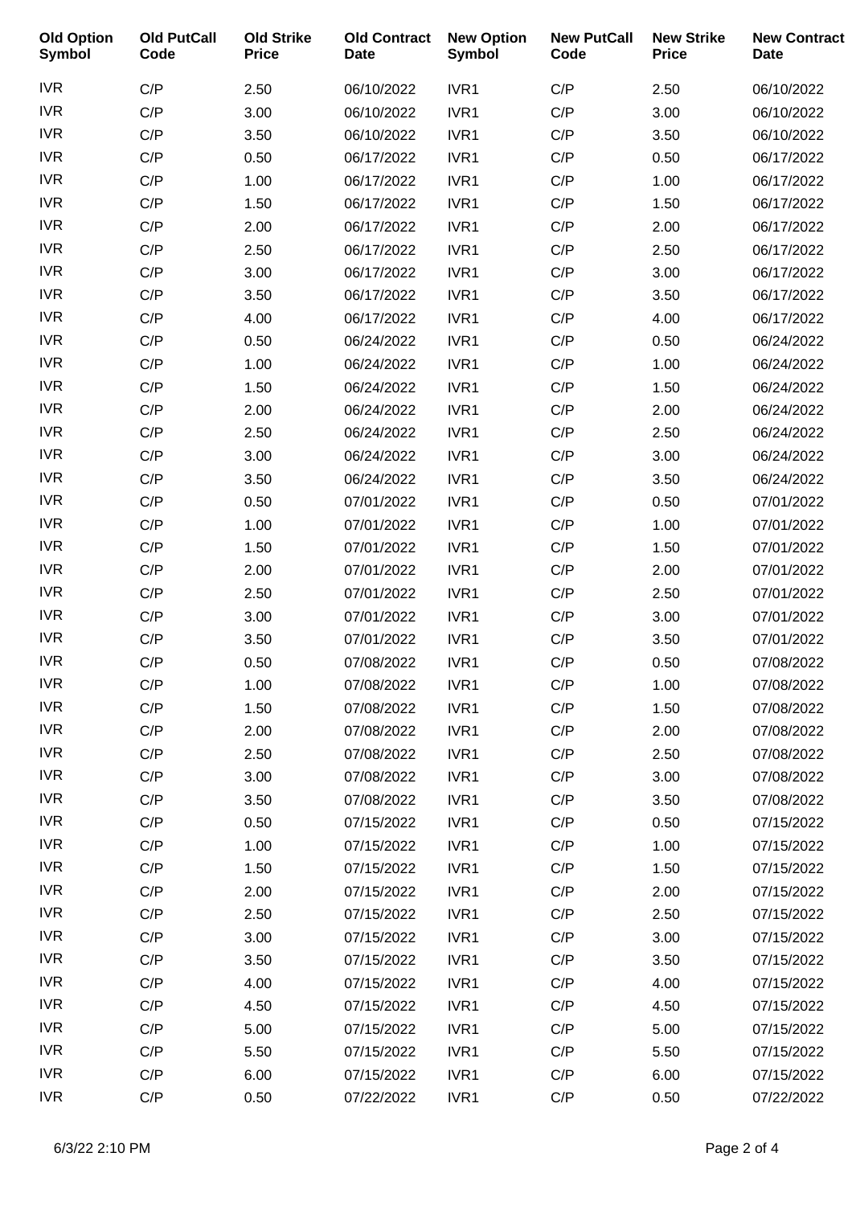| Old Option Symbol | Old PutCall Code | Old Strike Price | Old Contract Date | New Option Symbol | New PutCall Code | New Strike Price | New Contract Date |
|---|---|---|---|---|---|---|---|
| IVR | C/P | 2.50 | 06/10/2022 | IVR1 | C/P | 2.50 | 06/10/2022 |
| IVR | C/P | 3.00 | 06/10/2022 | IVR1 | C/P | 3.00 | 06/10/2022 |
| IVR | C/P | 3.50 | 06/10/2022 | IVR1 | C/P | 3.50 | 06/10/2022 |
| IVR | C/P | 0.50 | 06/17/2022 | IVR1 | C/P | 0.50 | 06/17/2022 |
| IVR | C/P | 1.00 | 06/17/2022 | IVR1 | C/P | 1.00 | 06/17/2022 |
| IVR | C/P | 1.50 | 06/17/2022 | IVR1 | C/P | 1.50 | 06/17/2022 |
| IVR | C/P | 2.00 | 06/17/2022 | IVR1 | C/P | 2.00 | 06/17/2022 |
| IVR | C/P | 2.50 | 06/17/2022 | IVR1 | C/P | 2.50 | 06/17/2022 |
| IVR | C/P | 3.00 | 06/17/2022 | IVR1 | C/P | 3.00 | 06/17/2022 |
| IVR | C/P | 3.50 | 06/17/2022 | IVR1 | C/P | 3.50 | 06/17/2022 |
| IVR | C/P | 4.00 | 06/17/2022 | IVR1 | C/P | 4.00 | 06/17/2022 |
| IVR | C/P | 0.50 | 06/24/2022 | IVR1 | C/P | 0.50 | 06/24/2022 |
| IVR | C/P | 1.00 | 06/24/2022 | IVR1 | C/P | 1.00 | 06/24/2022 |
| IVR | C/P | 1.50 | 06/24/2022 | IVR1 | C/P | 1.50 | 06/24/2022 |
| IVR | C/P | 2.00 | 06/24/2022 | IVR1 | C/P | 2.00 | 06/24/2022 |
| IVR | C/P | 2.50 | 06/24/2022 | IVR1 | C/P | 2.50 | 06/24/2022 |
| IVR | C/P | 3.00 | 06/24/2022 | IVR1 | C/P | 3.00 | 06/24/2022 |
| IVR | C/P | 3.50 | 06/24/2022 | IVR1 | C/P | 3.50 | 06/24/2022 |
| IVR | C/P | 0.50 | 07/01/2022 | IVR1 | C/P | 0.50 | 07/01/2022 |
| IVR | C/P | 1.00 | 07/01/2022 | IVR1 | C/P | 1.00 | 07/01/2022 |
| IVR | C/P | 1.50 | 07/01/2022 | IVR1 | C/P | 1.50 | 07/01/2022 |
| IVR | C/P | 2.00 | 07/01/2022 | IVR1 | C/P | 2.00 | 07/01/2022 |
| IVR | C/P | 2.50 | 07/01/2022 | IVR1 | C/P | 2.50 | 07/01/2022 |
| IVR | C/P | 3.00 | 07/01/2022 | IVR1 | C/P | 3.00 | 07/01/2022 |
| IVR | C/P | 3.50 | 07/01/2022 | IVR1 | C/P | 3.50 | 07/01/2022 |
| IVR | C/P | 0.50 | 07/08/2022 | IVR1 | C/P | 0.50 | 07/08/2022 |
| IVR | C/P | 1.00 | 07/08/2022 | IVR1 | C/P | 1.00 | 07/08/2022 |
| IVR | C/P | 1.50 | 07/08/2022 | IVR1 | C/P | 1.50 | 07/08/2022 |
| IVR | C/P | 2.00 | 07/08/2022 | IVR1 | C/P | 2.00 | 07/08/2022 |
| IVR | C/P | 2.50 | 07/08/2022 | IVR1 | C/P | 2.50 | 07/08/2022 |
| IVR | C/P | 3.00 | 07/08/2022 | IVR1 | C/P | 3.00 | 07/08/2022 |
| IVR | C/P | 3.50 | 07/08/2022 | IVR1 | C/P | 3.50 | 07/08/2022 |
| IVR | C/P | 0.50 | 07/15/2022 | IVR1 | C/P | 0.50 | 07/15/2022 |
| IVR | C/P | 1.00 | 07/15/2022 | IVR1 | C/P | 1.00 | 07/15/2022 |
| IVR | C/P | 1.50 | 07/15/2022 | IVR1 | C/P | 1.50 | 07/15/2022 |
| IVR | C/P | 2.00 | 07/15/2022 | IVR1 | C/P | 2.00 | 07/15/2022 |
| IVR | C/P | 2.50 | 07/15/2022 | IVR1 | C/P | 2.50 | 07/15/2022 |
| IVR | C/P | 3.00 | 07/15/2022 | IVR1 | C/P | 3.00 | 07/15/2022 |
| IVR | C/P | 3.50 | 07/15/2022 | IVR1 | C/P | 3.50 | 07/15/2022 |
| IVR | C/P | 4.00 | 07/15/2022 | IVR1 | C/P | 4.00 | 07/15/2022 |
| IVR | C/P | 4.50 | 07/15/2022 | IVR1 | C/P | 4.50 | 07/15/2022 |
| IVR | C/P | 5.00 | 07/15/2022 | IVR1 | C/P | 5.00 | 07/15/2022 |
| IVR | C/P | 5.50 | 07/15/2022 | IVR1 | C/P | 5.50 | 07/15/2022 |
| IVR | C/P | 6.00 | 07/15/2022 | IVR1 | C/P | 6.00 | 07/15/2022 |
| IVR | C/P | 0.50 | 07/22/2022 | IVR1 | C/P | 0.50 | 07/22/2022 |

6/3/22 2:10 PM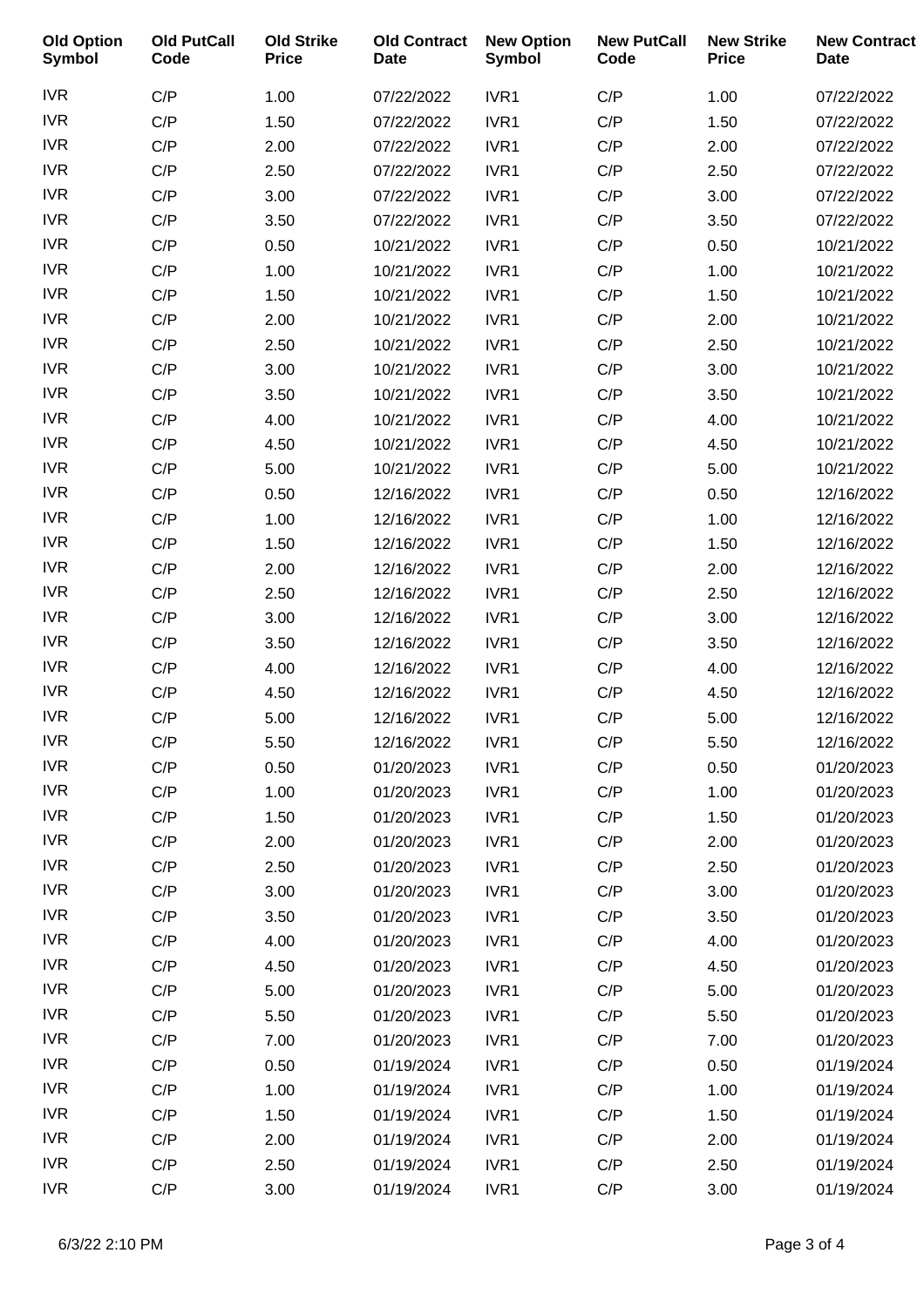| Old Option Symbol | Old PutCall Code | Old Strike Price | Old Contract Date | New Option Symbol | New PutCall Code | New Strike Price | New Contract Date |
|---|---|---|---|---|---|---|---|
| IVR | C/P | 1.00 | 07/22/2022 | IVR1 | C/P | 1.00 | 07/22/2022 |
| IVR | C/P | 1.50 | 07/22/2022 | IVR1 | C/P | 1.50 | 07/22/2022 |
| IVR | C/P | 2.00 | 07/22/2022 | IVR1 | C/P | 2.00 | 07/22/2022 |
| IVR | C/P | 2.50 | 07/22/2022 | IVR1 | C/P | 2.50 | 07/22/2022 |
| IVR | C/P | 3.00 | 07/22/2022 | IVR1 | C/P | 3.00 | 07/22/2022 |
| IVR | C/P | 3.50 | 07/22/2022 | IVR1 | C/P | 3.50 | 07/22/2022 |
| IVR | C/P | 0.50 | 10/21/2022 | IVR1 | C/P | 0.50 | 10/21/2022 |
| IVR | C/P | 1.00 | 10/21/2022 | IVR1 | C/P | 1.00 | 10/21/2022 |
| IVR | C/P | 1.50 | 10/21/2022 | IVR1 | C/P | 1.50 | 10/21/2022 |
| IVR | C/P | 2.00 | 10/21/2022 | IVR1 | C/P | 2.00 | 10/21/2022 |
| IVR | C/P | 2.50 | 10/21/2022 | IVR1 | C/P | 2.50 | 10/21/2022 |
| IVR | C/P | 3.00 | 10/21/2022 | IVR1 | C/P | 3.00 | 10/21/2022 |
| IVR | C/P | 3.50 | 10/21/2022 | IVR1 | C/P | 3.50 | 10/21/2022 |
| IVR | C/P | 4.00 | 10/21/2022 | IVR1 | C/P | 4.00 | 10/21/2022 |
| IVR | C/P | 4.50 | 10/21/2022 | IVR1 | C/P | 4.50 | 10/21/2022 |
| IVR | C/P | 5.00 | 10/21/2022 | IVR1 | C/P | 5.00 | 10/21/2022 |
| IVR | C/P | 0.50 | 12/16/2022 | IVR1 | C/P | 0.50 | 12/16/2022 |
| IVR | C/P | 1.00 | 12/16/2022 | IVR1 | C/P | 1.00 | 12/16/2022 |
| IVR | C/P | 1.50 | 12/16/2022 | IVR1 | C/P | 1.50 | 12/16/2022 |
| IVR | C/P | 2.00 | 12/16/2022 | IVR1 | C/P | 2.00 | 12/16/2022 |
| IVR | C/P | 2.50 | 12/16/2022 | IVR1 | C/P | 2.50 | 12/16/2022 |
| IVR | C/P | 3.00 | 12/16/2022 | IVR1 | C/P | 3.00 | 12/16/2022 |
| IVR | C/P | 3.50 | 12/16/2022 | IVR1 | C/P | 3.50 | 12/16/2022 |
| IVR | C/P | 4.00 | 12/16/2022 | IVR1 | C/P | 4.00 | 12/16/2022 |
| IVR | C/P | 4.50 | 12/16/2022 | IVR1 | C/P | 4.50 | 12/16/2022 |
| IVR | C/P | 5.00 | 12/16/2022 | IVR1 | C/P | 5.00 | 12/16/2022 |
| IVR | C/P | 5.50 | 12/16/2022 | IVR1 | C/P | 5.50 | 12/16/2022 |
| IVR | C/P | 0.50 | 01/20/2023 | IVR1 | C/P | 0.50 | 01/20/2023 |
| IVR | C/P | 1.00 | 01/20/2023 | IVR1 | C/P | 1.00 | 01/20/2023 |
| IVR | C/P | 1.50 | 01/20/2023 | IVR1 | C/P | 1.50 | 01/20/2023 |
| IVR | C/P | 2.00 | 01/20/2023 | IVR1 | C/P | 2.00 | 01/20/2023 |
| IVR | C/P | 2.50 | 01/20/2023 | IVR1 | C/P | 2.50 | 01/20/2023 |
| IVR | C/P | 3.00 | 01/20/2023 | IVR1 | C/P | 3.00 | 01/20/2023 |
| IVR | C/P | 3.50 | 01/20/2023 | IVR1 | C/P | 3.50 | 01/20/2023 |
| IVR | C/P | 4.00 | 01/20/2023 | IVR1 | C/P | 4.00 | 01/20/2023 |
| IVR | C/P | 4.50 | 01/20/2023 | IVR1 | C/P | 4.50 | 01/20/2023 |
| IVR | C/P | 5.00 | 01/20/2023 | IVR1 | C/P | 5.00 | 01/20/2023 |
| IVR | C/P | 5.50 | 01/20/2023 | IVR1 | C/P | 5.50 | 01/20/2023 |
| IVR | C/P | 7.00 | 01/20/2023 | IVR1 | C/P | 7.00 | 01/20/2023 |
| IVR | C/P | 0.50 | 01/19/2024 | IVR1 | C/P | 0.50 | 01/19/2024 |
| IVR | C/P | 1.00 | 01/19/2024 | IVR1 | C/P | 1.00 | 01/19/2024 |
| IVR | C/P | 1.50 | 01/19/2024 | IVR1 | C/P | 1.50 | 01/19/2024 |
| IVR | C/P | 2.00 | 01/19/2024 | IVR1 | C/P | 2.00 | 01/19/2024 |
| IVR | C/P | 2.50 | 01/19/2024 | IVR1 | C/P | 2.50 | 01/19/2024 |
| IVR | C/P | 3.00 | 01/19/2024 | IVR1 | C/P | 3.00 | 01/19/2024 |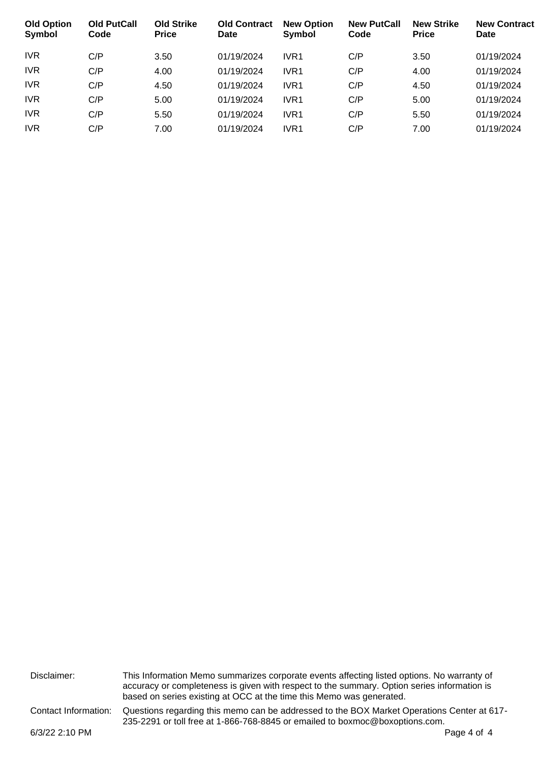| Old Option Symbol | Old PutCall Code | Old Strike Price | Old Contract Date | New Option Symbol | New PutCall Code | New Strike Price | New Contract Date |
|---|---|---|---|---|---|---|---|
| IVR | C/P | 3.50 | 01/19/2024 | IVR1 | C/P | 3.50 | 01/19/2024 |
| IVR | C/P | 4.00 | 01/19/2024 | IVR1 | C/P | 4.00 | 01/19/2024 |
| IVR | C/P | 4.50 | 01/19/2024 | IVR1 | C/P | 4.50 | 01/19/2024 |
| IVR | C/P | 5.00 | 01/19/2024 | IVR1 | C/P | 5.00 | 01/19/2024 |
| IVR | C/P | 5.50 | 01/19/2024 | IVR1 | C/P | 5.50 | 01/19/2024 |
| IVR | C/P | 7.00 | 01/19/2024 | IVR1 | C/P | 7.00 | 01/19/2024 |

Disclaimer: This Information Memo summarizes corporate events affecting listed options. No warranty of accuracy or completeness is given with respect to the summary. Option series information is based on series existing at OCC at the time this Memo was generated.

Contact Information: Questions regarding this memo can be addressed to the BOX Market Operations Center at 617-235-2291 or toll free at 1-866-768-8845 or emailed to boxmoc@boxoptions.com.

6/3/22 2:10 PM